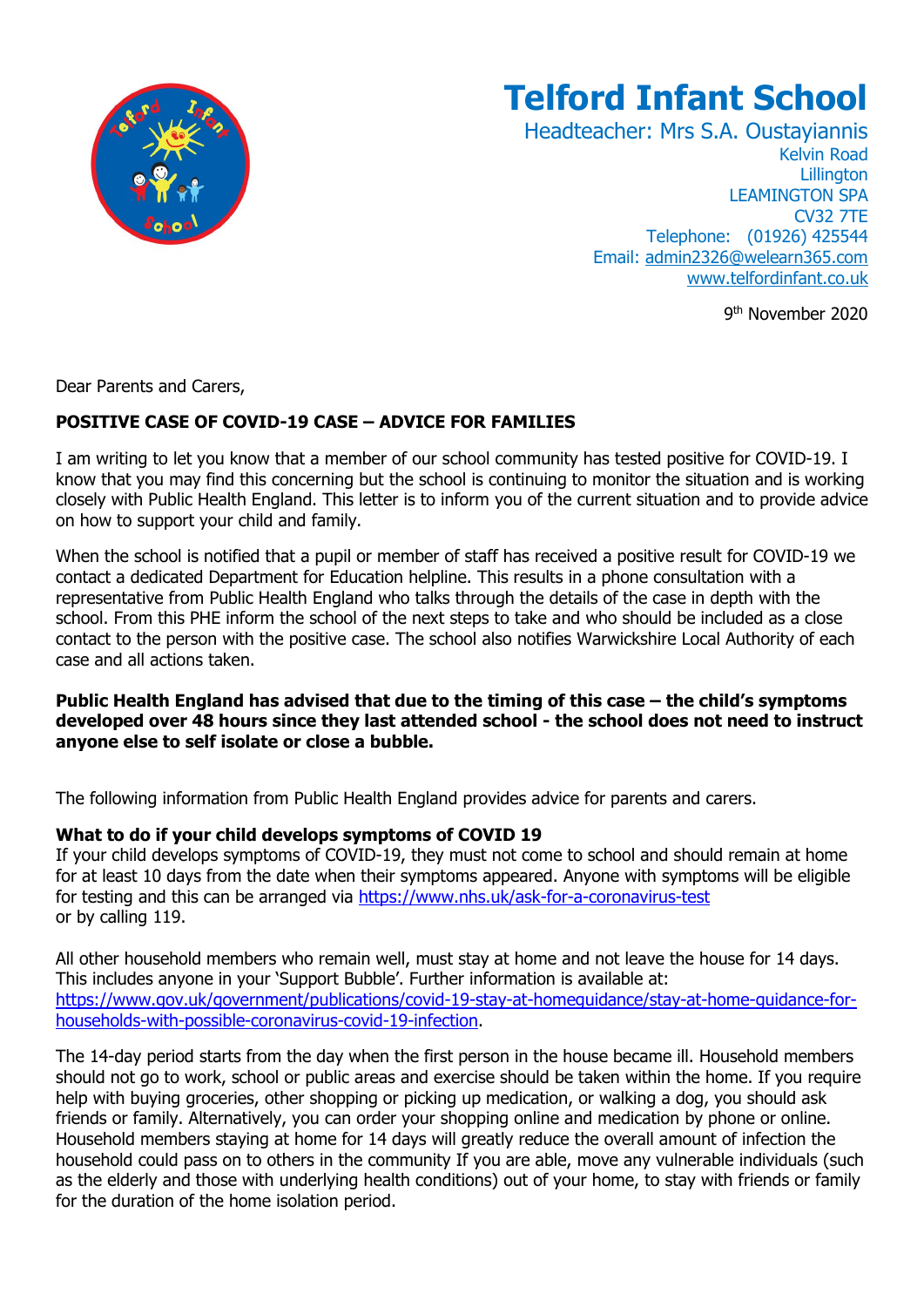# Telford Infant School

Headteacher: Mrs S.A. Oustayiannis
Kelvin Road
Lillington
LEAMINGTON SPA
CV32 7TE
Telephone: (01926) 425544
Email: admin2326@welearn365.com
www.telfordinfant.co.uk

9th November 2020

Dear Parents and Carers,

**POSITIVE CASE OF COVID-19 CASE – ADVICE FOR FAMILIES**

I am writing to let you know that a member of our school community has tested positive for COVID-19. I know that you may find this concerning but the school is continuing to monitor the situation and is working closely with Public Health England. This letter is to inform you of the current situation and to provide advice on how to support your child and family.

When the school is notified that a pupil or member of staff has received a positive result for COVID-19 we contact a dedicated Department for Education helpline. This results in a phone consultation with a representative from Public Health England who talks through the details of the case in depth with the school. From this PHE inform the school of the next steps to take and who should be included as a close contact to the person with the positive case. The school also notifies Warwickshire Local Authority of each case and all actions taken.

**Public Health England has advised that due to the timing of this case – the child's symptoms developed over 48 hours since they last attended school - the school does not need to instruct anyone else to self isolate or close a bubble.**

The following information from Public Health England provides advice for parents and carers.

**What to do if your child develops symptoms of COVID 19**

If your child develops symptoms of COVID-19, they must not come to school and should remain at home for at least 10 days from the date when their symptoms appeared. Anyone with symptoms will be eligible for testing and this can be arranged via https://www.nhs.uk/ask-for-a-coronavirus-test or by calling 119.

All other household members who remain well, must stay at home and not leave the house for 14 days. This includes anyone in your 'Support Bubble'. Further information is available at: https://www.gov.uk/government/publications/covid-19-stay-at-homeguidance/stay-at-home-guidance-for-households-with-possible-coronavirus-covid-19-infection.

The 14-day period starts from the day when the first person in the house became ill. Household members should not go to work, school or public areas and exercise should be taken within the home. If you require help with buying groceries, other shopping or picking up medication, or walking a dog, you should ask friends or family. Alternatively, you can order your shopping online and medication by phone or online. Household members staying at home for 14 days will greatly reduce the overall amount of infection the household could pass on to others in the community If you are able, move any vulnerable individuals (such as the elderly and those with underlying health conditions) out of your home, to stay with friends or family for the duration of the home isolation period.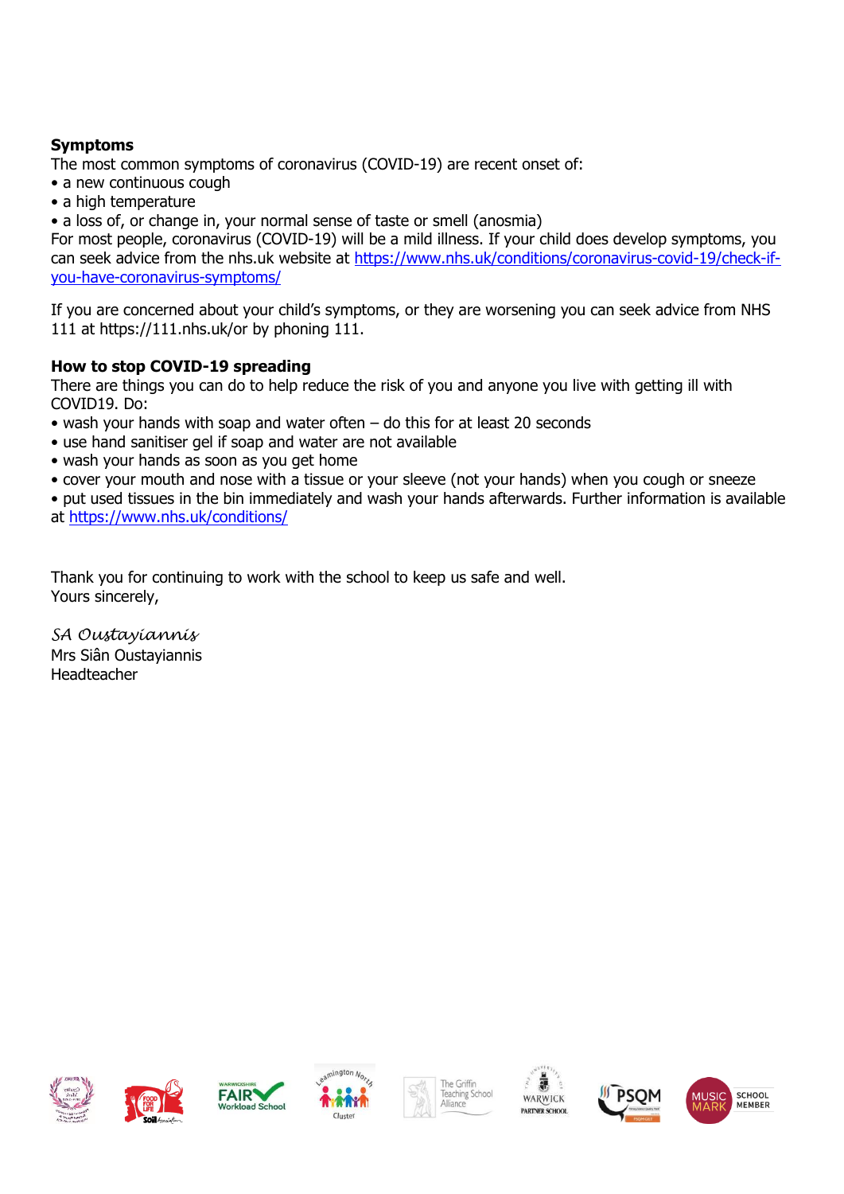**Symptoms**

The most common symptoms of coronavirus (COVID-19) are recent onset of:

- a new continuous cough
- a high temperature
- a loss of, or change in, your normal sense of taste or smell (anosmia)

For most people, coronavirus (COVID-19) will be a mild illness. If your child does develop symptoms, you can seek advice from the nhs.uk website at https://www.nhs.uk/conditions/coronavirus-covid-19/check-if-you-have-coronavirus-symptoms/

If you are concerned about your child's symptoms, or they are worsening you can seek advice from NHS 111 at https://111.nhs.uk/or by phoning 111.

**How to stop COVID-19 spreading**

There are things you can do to help reduce the risk of you and anyone you live with getting ill with COVID19. Do:

- wash your hands with soap and water often – do this for at least 20 seconds
- use hand sanitiser gel if soap and water are not available
- wash your hands as soon as you get home
- cover your mouth and nose with a tissue or your sleeve (not your hands) when you cough or sneeze
- put used tissues in the bin immediately and wash your hands afterwards. Further information is available at https://www.nhs.uk/conditions/

Thank you for continuing to work with the school to keep us safe and well.
Yours sincerely,

*SA Oustayiannis*
Mrs Siân Oustayiannis
Headteacher